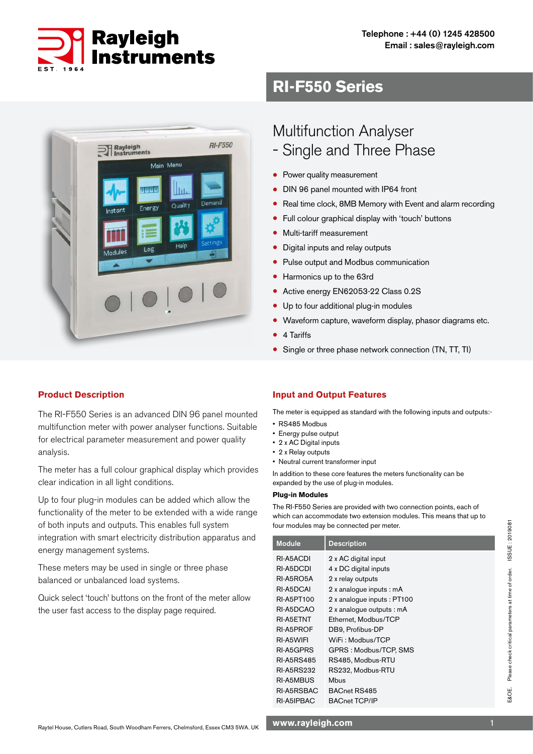Rayleigh Instruments

EST. 1964

Telephone : +44 (0) 1245 428500
Email : sales@rayleigh.com

# RI-F550 Series

## Multifunction Analyser - Single and Three Phase

- Power quality measurement
- DIN 96 panel mounted with IP64 front
- Real time clock, 8MB Memory with Event and alarm recording
- Full colour graphical display with 'touch' buttons
- Multi-tariff measurement
- Digital inputs and relay outputs
- Pulse output and Modbus communication
- Harmonics up to the 63rd
- Active energy EN62053-22 Class 0.2S
- Up to four additional plug-in modules
- Waveform capture, waveform display, phasor diagrams etc.
- 4 Tariffs
- Single or three phase network connection (TN, TT, TI)

### Product Description

The RI-F550 Series is an advanced DIN 96 panel mounted multifunction meter with power analyser functions. Suitable for electrical parameter measurement and power quality analysis.

The meter has a full colour graphical display which provides clear indication in all light conditions.

Up to four plug-in modules can be added which allow the functionality of the meter to be extended with a wide range of both inputs and outputs. This enables full system integration with smart electricity distribution apparatus and energy management systems.

These meters may be used in single or three phase balanced or unbalanced load systems.

Quick select 'touch' buttons on the front of the meter allow the user fast access to the display page required.

### Input and Output Features

The meter is equipped as standard with the following inputs and outputs:-

- RS485 Modbus
- Energy pulse output
- 2 x AC Digital inputs
- 2 x Relay outputs
- Neutral current transformer input

In addition to these core features the meters functionality can be expanded by the use of plug-in modules.

**Plug-in Modules**

The RI-F550 Series are provided with two connection points, each of which can accommodate two extension modules. This means that up to four modules may be connected per meter.

| Module | Description |
| --- | --- |
| RI-A5ACDI | 2 x AC digital input |
| RI-A5DCDI | 4 x DC digital inputs |
| RI-A5RO5A | 2 x relay outputs |
| RI-A5DCAI | 2 x analogue inputs : mA |
| RI-A5PT100 | 2 x analogue inputs : PT100 |
| RI-A5DCAO | 2 x analogue outputs : mA |
| RI-A5ETNT | Ethernet, Modbus/TCP |
| RI-A5PROF | DB9, Profibus-DP |
| RI-A5WIFI | WiFi : Modbus/TCP |
| RI-A5GPRS | GPRS : Modbus/TCP, SMS |
| RI-A5RS485 | RS485, Modbus-RTU |
| RI-A5RS232 | RS232, Modbus-RTU |
| RI-A5MBUS | Mbus |
| RI-A5RSBAC | BACnet RS485 |
| RI-A5IPBAC | BACnet TCP/IP |

E&OE. Please check critical parameters at time of order. ISSUE : 2019081

Raytel House, Cutlers Road, South Woodham Ferrers, Chelmsford, Essex CM3 5WA. UK

www.rayleigh.com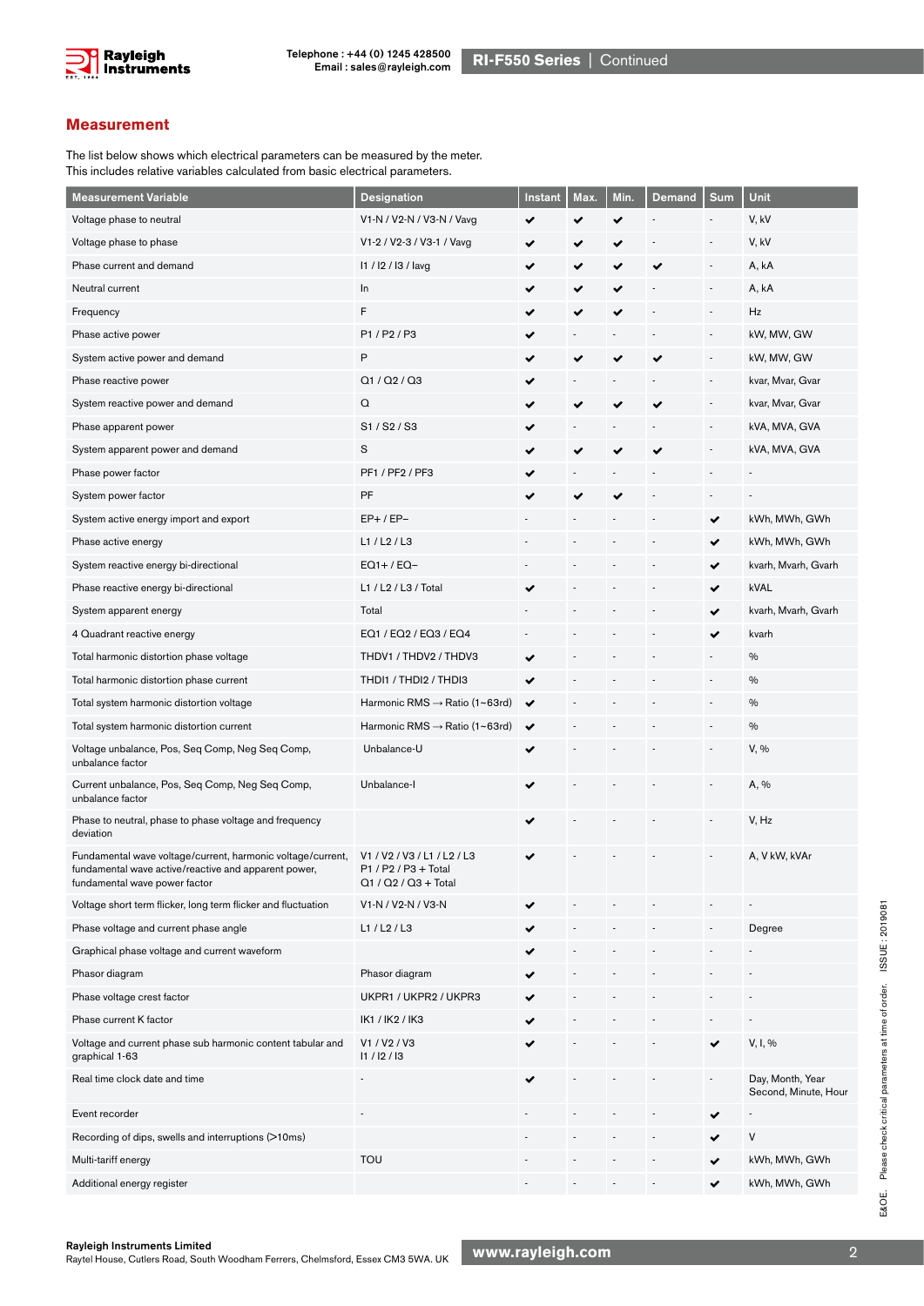## Measurement

The list below shows which electrical parameters can be measured by the meter.
This includes relative variables calculated from basic electrical parameters.

| Measurement Variable | Designation | Instant | Max. | Min. | Demand | Sum | Unit |
|---|---|---|---|---|---|---|---|
| Voltage phase to neutral | V1-N / V2-N / V3-N / Vavg | ✔ | ✔ | ✔ | - | - | V, kV |
| Voltage phase to phase | V1-2 / V2-3 / V3-1 / Vavg | ✔ | ✔ | ✔ | - | - | V, kV |
| Phase current and demand | I1 / I2 / I3 / Iavg | ✔ | ✔ | ✔ | ✔ | - | A, kA |
| Neutral current | In | ✔ | ✔ | ✔ | - | - | A, kA |
| Frequency | F | ✔ | ✔ | ✔ | - | - | Hz |
| Phase active power | P1 / P2 / P3 | ✔ | - | - | - | - | kW, MW, GW |
| System active power and demand | P | ✔ | ✔ | ✔ | ✔ | - | kW, MW, GW |
| Phase reactive power | Q1 / Q2 / Q3 | ✔ | - | - | - | - | kvar, Mvar, Gvar |
| System reactive power and demand | Q | ✔ | ✔ | ✔ | ✔ | - | kvar, Mvar, Gvar |
| Phase apparent power | S1 / S2 / S3 | ✔ | - | - | - | - | kVA, MVA, GVA |
| System apparent power and demand | S | ✔ | ✔ | ✔ | ✔ | - | kVA, MVA, GVA |
| Phase power factor | PF1 / PF2 / PF3 | ✔ | - | - | - | - | - |
| System power factor | PF | ✔ | ✔ | ✔ | - | - | - |
| System active energy import and export | EP+ / EP− | - | - | - | - | ✔ | kWh, MWh, GWh |
| Phase active energy | L1 / L2 / L3 | - | - | - | - | ✔ | kWh, MWh, GWh |
| System reactive energy bi-directional | EQ1+ / EQ− | - | - | - | - | ✔ | kvarh, Mvarh, Gvarh |
| Phase reactive energy bi-directional | L1 / L2 / L3 / Total | ✔ | - | - | - | ✔ | kVAL |
| System apparent energy | Total | - | - | - | - | ✔ | kvarh, Mvarh, Gvarh |
| 4 Quadrant reactive energy | EQ1 / EQ2 / EQ3 / EQ4 | - | - | - | - | ✔ | kvarh |
| Total harmonic distortion phase voltage | THDV1 / THDV2 / THDV3 | ✔ | - | - | - | - | % |
| Total harmonic distortion phase current | THDI1 / THDI2 / THDI3 | ✔ | - | - | - | - | % |
| Total system harmonic distortion voltage | Harmonic RMS → Ratio (1~63rd) | ✔ | - | - | - | - | % |
| Total system harmonic distortion current | Harmonic RMS → Ratio (1~63rd) | ✔ | - | - | - | - | % |
| Voltage unbalance, Pos, Seq Comp, Neg Seq Comp, unbalance factor | Unbalance-U | ✔ | - | - | - | - | V, % |
| Current unbalance, Pos, Seq Comp, Neg Seq Comp, unbalance factor | Unbalance-I | ✔ | - | - | - | - | A, % |
| Phase to neutral, phase to phase voltage and frequency deviation | | ✔ | - | - | - | - | V, Hz |
| Fundamental wave voltage/current, harmonic voltage/current, fundamental wave active/reactive and apparent power, fundamental wave power factor | V1 / V2 / V3 / L1 / L2 / L3 P1 / P2 / P3 + Total Q1 / Q2 / Q3 + Total | ✔ | - | - | - | - | A, V kW, kVAr |
| Voltage short term flicker, long term flicker and fluctuation | V1-N / V2-N / V3-N | ✔ | - | - | - | - | - |
| Phase voltage and current phase angle | L1 / L2 / L3 | ✔ | - | - | - | - | Degree |
| Graphical phase voltage and current waveform | | ✔ | - | - | - | - | - |
| Phasor diagram | Phasor diagram | ✔ | - | - | - | - | - |
| Phase voltage crest factor | UKPR1 / UKPR2 / UKPR3 | ✔ | - | - | - | - | - |
| Phase current K factor | IK1 / IK2 / IK3 | ✔ | - | - | - | - | - |
| Voltage and current phase sub harmonic content tabular and graphical 1-63 | V1 / V2 / V3 I1 / I2 / I3 | ✔ | - | - | - | ✔ | V, I, % |
| Real time clock date and time | - | ✔ | - | - | - | - | Day, Month, Year Second, Minute, Hour |
| Event recorder | - | - | - | - | - | ✔ | - |
| Recording of dips, swells and interruptions (>10ms) | | - | - | - | - | ✔ | V |
| Multi-tariff energy | TOU | - | - | - | - | ✔ | kWh, MWh, GWh |
| Additional energy register | | - | - | - | - | ✔ | kWh, MWh, GWh |

Rayleigh Instruments Limited
Raytel House, Cutlers Road, South Woodham Ferrers, Chelmsford, Essex CM3 5WA. UK

www.rayleigh.com

E&OE. Please check critical parameters at time of order. ISSUE : 2019081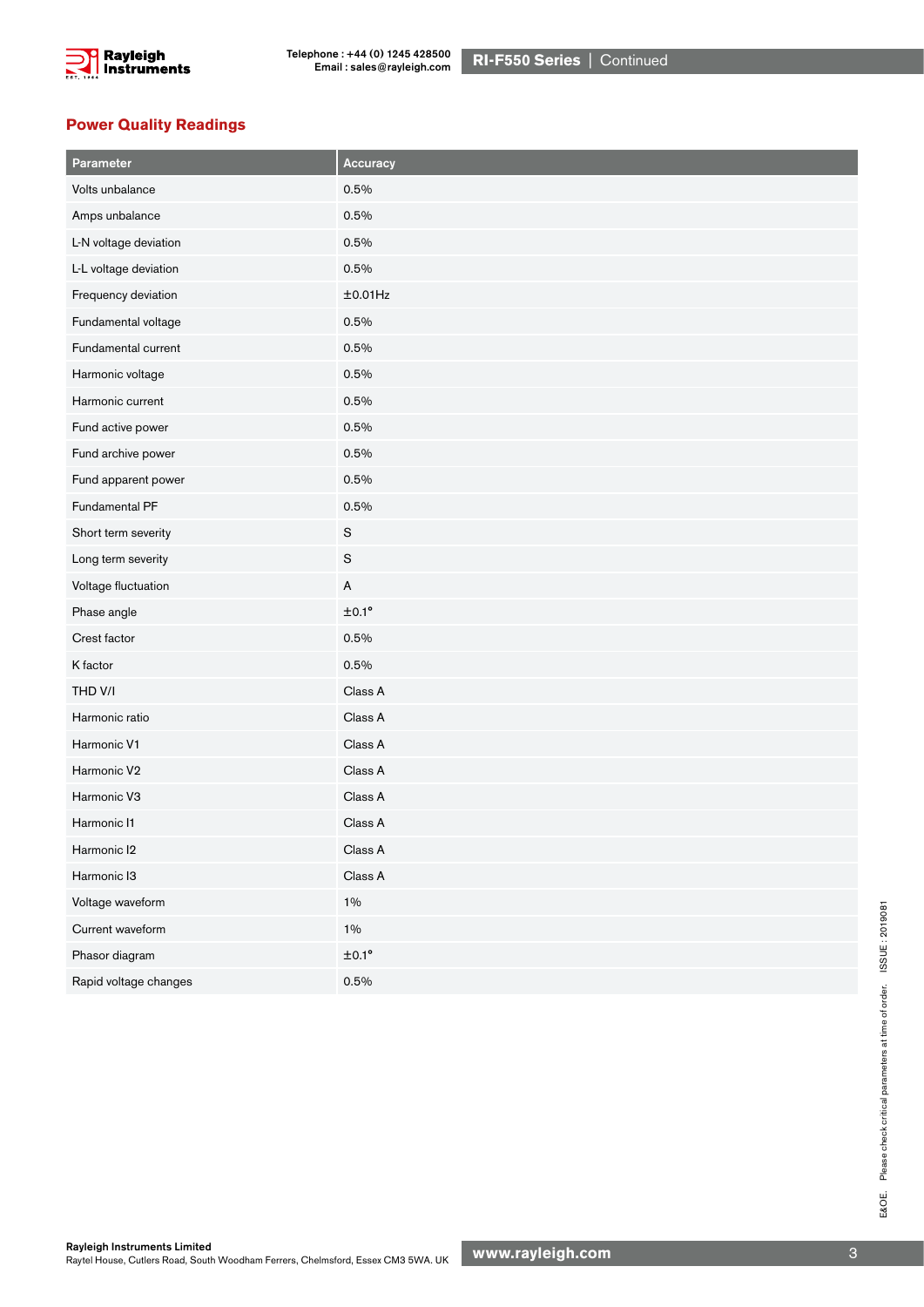## Power Quality Readings

| Parameter | Accuracy |
|---|---|
| Volts unbalance | 0.5% |
| Amps unbalance | 0.5% |
| L-N voltage deviation | 0.5% |
| L-L voltage deviation | 0.5% |
| Frequency deviation | ±0.01Hz |
| Fundamental voltage | 0.5% |
| Fundamental current | 0.5% |
| Harmonic voltage | 0.5% |
| Harmonic current | 0.5% |
| Fund active power | 0.5% |
| Fund archive power | 0.5% |
| Fund apparent power | 0.5% |
| Fundamental PF | 0.5% |
| Short term severity | S |
| Long term severity | S |
| Voltage fluctuation | A |
| Phase angle | ±0.1° |
| Crest factor | 0.5% |
| K factor | 0.5% |
| THD V/I | Class A |
| Harmonic ratio | Class A |
| Harmonic V1 | Class A |
| Harmonic V2 | Class A |
| Harmonic V3 | Class A |
| Harmonic I1 | Class A |
| Harmonic I2 | Class A |
| Harmonic I3 | Class A |
| Voltage waveform | 1% |
| Current waveform | 1% |
| Phasor diagram | ±0.1° |
| Rapid voltage changes | 0.5% |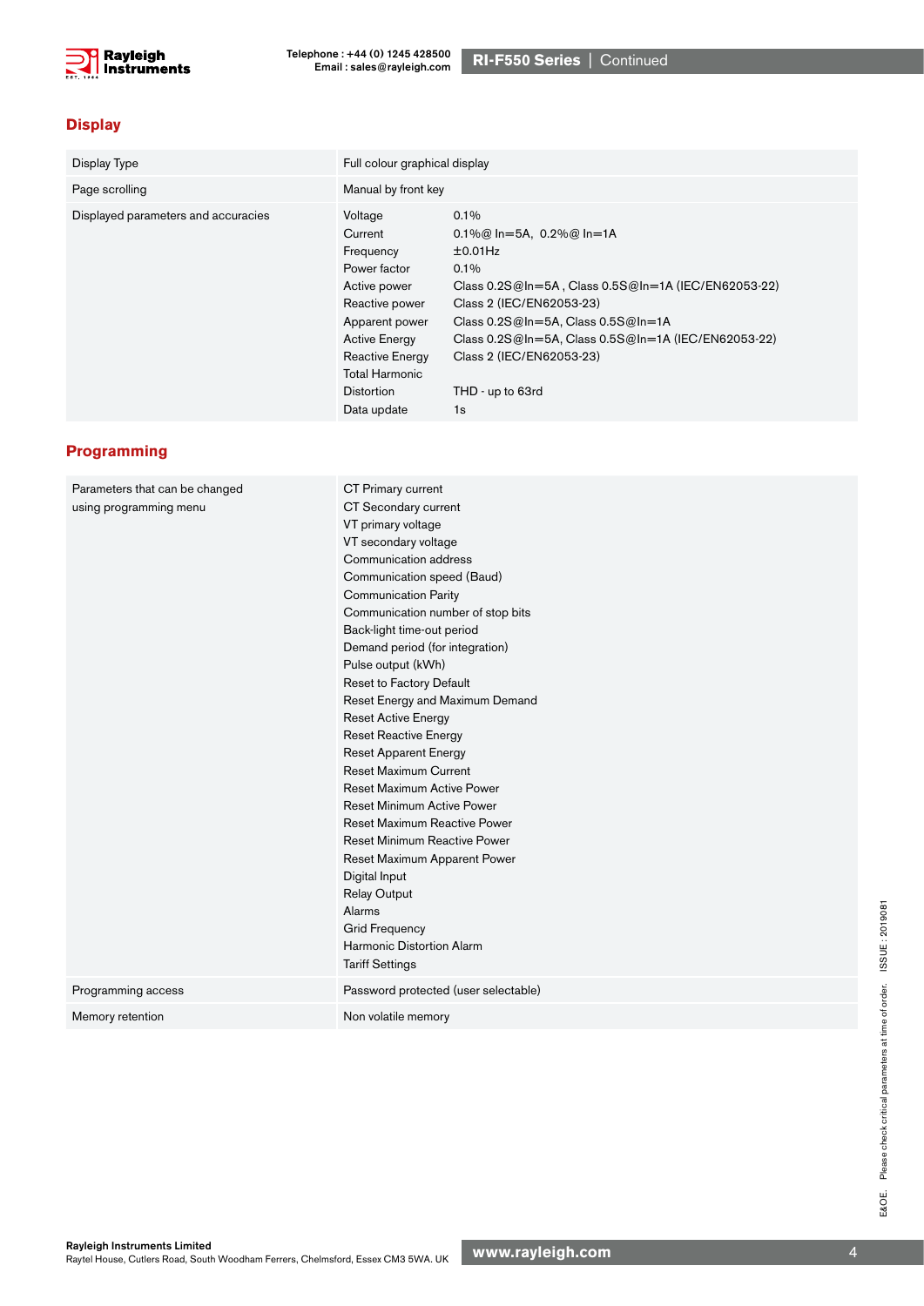## Display

| | |
|---|---|
| Display Type | Full colour graphical display |
| Page scrolling | Manual by front key |
| Displayed parameters and accuracies | Voltage 0.1%<br>Current 0.1%@ In=5A, 0.2%@ In=1A<br>Frequency ±0.01Hz<br>Power factor 0.1%<br>Active power Class 0.2S@In=5A , Class 0.5S@In=1A (IEC/EN62053-22)<br>Reactive power Class 2 (IEC/EN62053-23)<br>Apparent power Class 0.2S@In=5A, Class 0.5S@In=1A<br>Active Energy Class 0.2S@In=5A, Class 0.5S@In=1A (IEC/EN62053-22)<br>Reactive Energy Class 2 (IEC/EN62053-23)<br>Total Harmonic Distortion THD - up to 63rd<br>Data update 1s |

## Programming

| | |
|---|---|
| Parameters that can be changed using programming menu | CT Primary current<br>CT Secondary current<br>VT primary voltage<br>VT secondary voltage<br>Communication address<br>Communication speed (Baud)<br>Communication Parity<br>Communication number of stop bits<br>Back-light time-out period<br>Demand period (for integration)<br>Pulse output (kWh)<br>Reset to Factory Default<br>Reset Energy and Maximum Demand<br>Reset Active Energy<br>Reset Reactive Energy<br>Reset Apparent Energy<br>Reset Maximum Current<br>Reset Maximum Active Power<br>Reset Minimum Active Power<br>Reset Maximum Reactive Power<br>Reset Minimum Reactive Power<br>Reset Maximum Apparent Power<br>Digital Input<br>Relay Output<br>Alarms<br>Grid Frequency<br>Harmonic Distortion Alarm<br>Tariff Settings |
| Programming access | Password protected (user selectable) |
| Memory retention | Non volatile memory |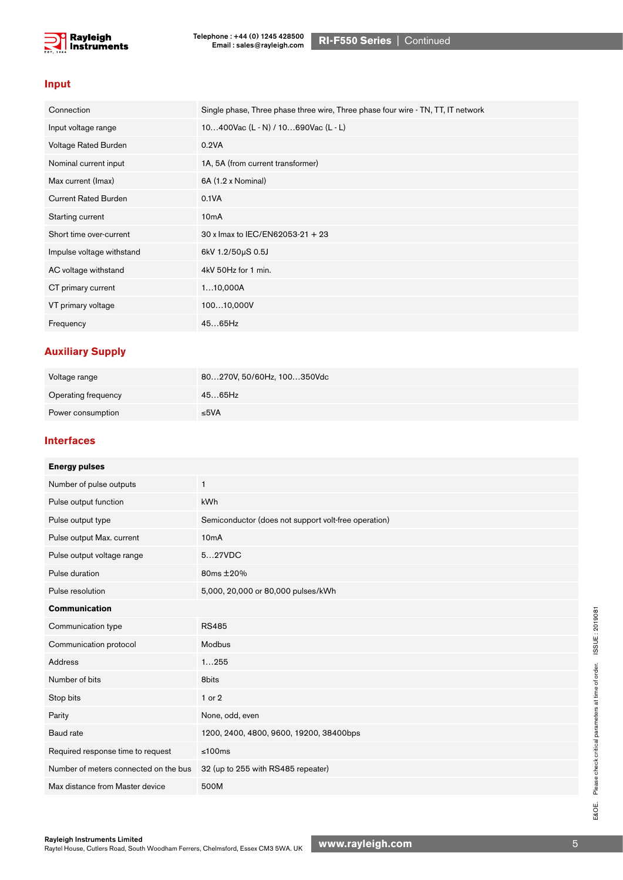## Input

| | |
|---|---|
| Connection | Single phase, Three phase three wire, Three phase four wire - TN, TT, IT network |
| Input voltage range | 10…400Vac (L - N) / 10…690Vac (L - L) |
| Voltage Rated Burden | 0.2VA |
| Nominal current input | 1A, 5A (from current transformer) |
| Max current (Imax) | 6A (1.2 x Nominal) |
| Current Rated Burden | 0.1VA |
| Starting current | 10mA |
| Short time over-current | 30 x Imax to IEC/EN62053-21 + 23 |
| Impulse voltage withstand | 6kV 1.2/50μS 0.5J |
| AC voltage withstand | 4kV 50Hz for 1 min. |
| CT primary current | 1…10,000A |
| VT primary voltage | 100…10,000V |
| Frequency | 45…65Hz |

## Auxiliary Supply

| | |
|---|---|
| Voltage range | 80…270V, 50/60Hz, 100…350Vdc |
| Operating frequency | 45…65Hz |
| Power consumption | ≤5VA |

## Interfaces

| | |
|---|---|
| **Energy pulses** | |
| Number of pulse outputs | 1 |
| Pulse output function | kWh |
| Pulse output type | Semiconductor (does not support volt-free operation) |
| Pulse output Max. current | 10mA |
| Pulse output voltage range | 5…27VDC |
| Pulse duration | 80ms ±20% |
| Pulse resolution | 5,000, 20,000 or 80,000 pulses/kWh |
| **Communication** | |
| Communication type | RS485 |
| Communication protocol | Modbus |
| Address | 1…255 |
| Number of bits | 8bits |
| Stop bits | 1 or 2 |
| Parity | None, odd, even |
| Baud rate | 1200, 2400, 4800, 9600, 19200, 38400bps |
| Required response time to request | ≤100ms |
| Number of meters connected on the bus | 32 (up to 255 with RS485 repeater) |
| Max distance from Master device | 500M |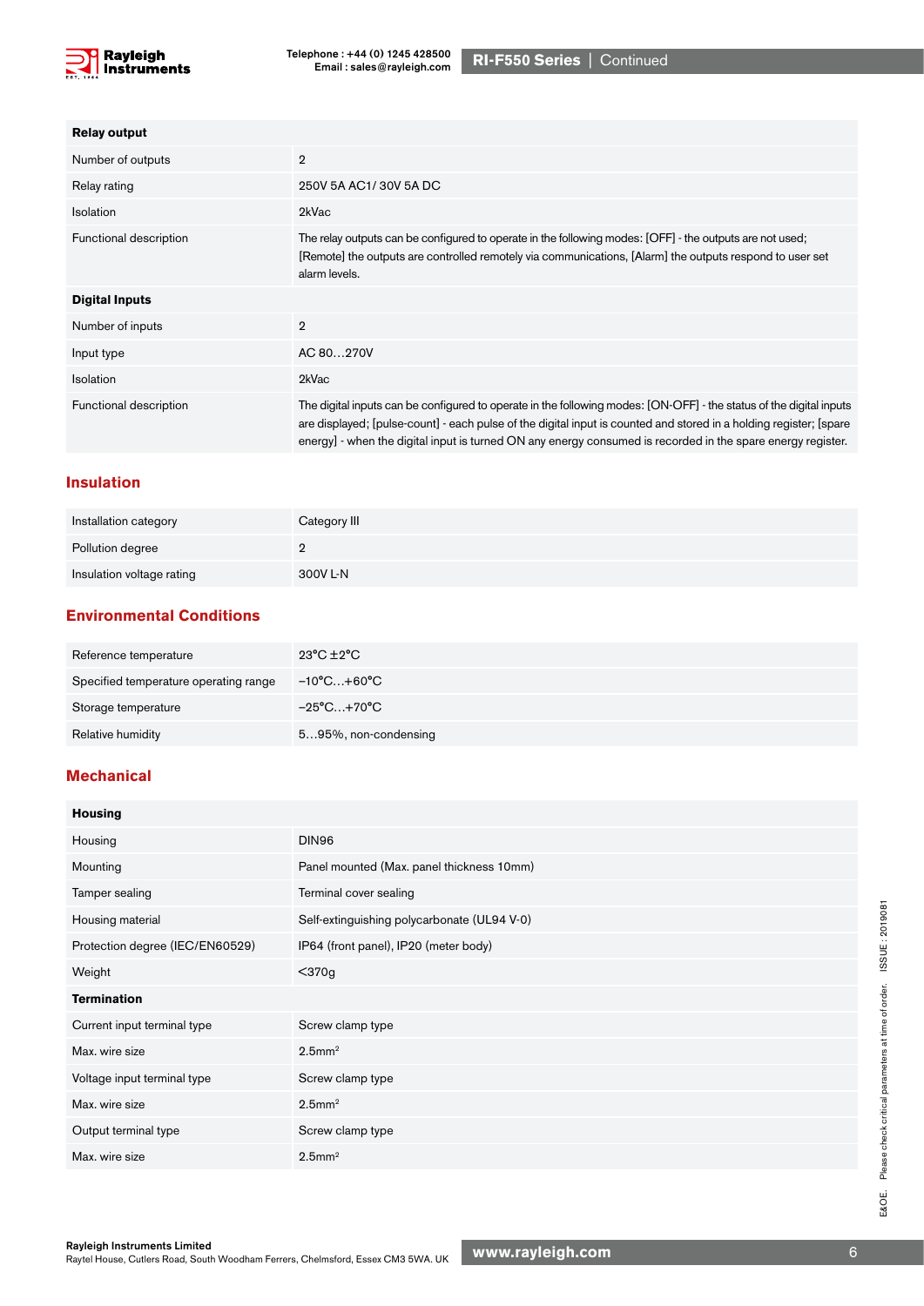| Relay output | |
|---|---|
| Number of outputs | 2 |
| Relay rating | 250V 5A AC1/ 30V 5A DC |
| Isolation | 2kVac |
| Functional description | The relay outputs can be configured to operate in the following modes: [OFF] - the outputs are not used; [Remote] the outputs are controlled remotely via communications, [Alarm] the outputs respond to user set alarm levels. |
| **Digital Inputs** | |
| Number of inputs | 2 |
| Input type | AC 80…270V |
| Isolation | 2kVac |
| Functional description | The digital inputs can be configured to operate in the following modes: [ON-OFF] - the status of the digital inputs are displayed; [pulse-count] - each pulse of the digital input is counted and stored in a holding register; [spare energy] - when the digital input is turned ON any energy consumed is recorded in the spare energy register. |

## Insulation

| | |
|---|---|
| Installation category | Category III |
| Pollution degree | 2 |
| Insulation voltage rating | 300V L-N |

## Environmental Conditions

| | |
|---|---|
| Reference temperature | 23°C ±2°C |
| Specified temperature operating range | −10°C…+60°C |
| Storage temperature | −25°C…+70°C |
| Relative humidity | 5…95%, non-condensing |

## Mechanical

| Housing | |
|---|---|
| Housing | DIN96 |
| Mounting | Panel mounted (Max. panel thickness 10mm) |
| Tamper sealing | Terminal cover sealing |
| Housing material | Self-extinguishing polycarbonate (UL94 V-0) |
| Protection degree (IEC/EN60529) | IP64 (front panel), IP20 (meter body) |
| Weight | <370g |
| **Termination** | |
| Current input terminal type | Screw clamp type |
| Max. wire size | 2.5mm$^2$ |
| Voltage input terminal type | Screw clamp type |
| Max. wire size | 2.5mm$^2$ |
| Output terminal type | Screw clamp type |
| Max. wire size | 2.5mm$^2$ |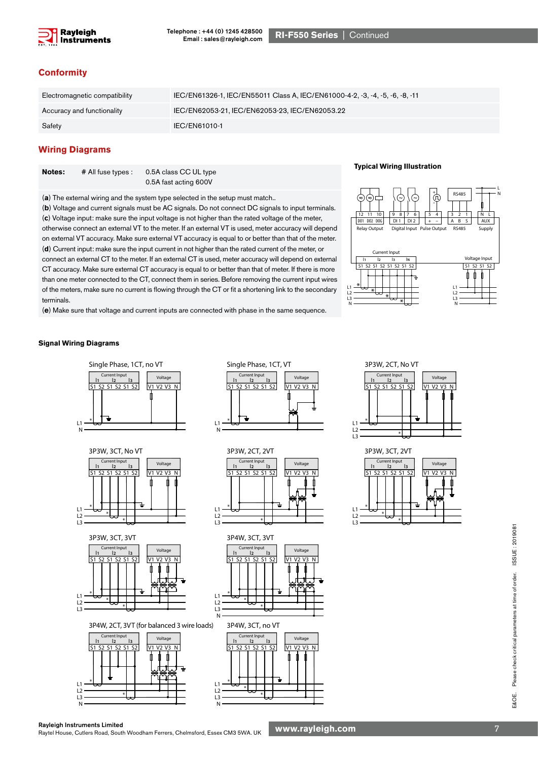## Conformity

| | |
|---|---|
| Electromagnetic compatibility | IEC/EN61326-1, IEC/EN55011 Class A, IEC/EN61000-4-2, -3, -4, -5, -6, -8, -11 |
| Accuracy and functionality | IEC/EN62053-21, IEC/EN62053-23, IEC/EN62053.22 |
| Safety | IEC/EN61010-1 |

## Wiring Diagrams

**Notes:** # All fuse types : 0.5A class CC UL type
0.5A fast acting 600V

(**a**) The external wiring and the system type selected in the setup must match..

(**b**) Voltage and current signals must be AC signals. Do not connect DC signals to input terminals.

(**c**) Voltage input: make sure the input voltage is not higher than the rated voltage of the meter, otherwise connect an external VT to the meter. If an external VT is used, meter accuracy will depend on external VT accuracy. Make sure external VT accuracy is equal to or better than that of the meter.

(**d**) Current input: make sure the input current in not higher than the rated current of the meter, or connect an external CT to the meter. If an external CT is used, meter accuracy will depend on external CT accuracy. Make sure external CT accuracy is equal to or better than that of meter. If there is more than one meter connected to the CT, connect them in series. Before removing the current input wires of the meters, make sure no current is flowing through the CT or fit a shortening link to the secondary terminals.

(**e**) Make sure that voltage and current inputs are connected with phase in the same sequence.

**Typical Wiring Illustration**

**Signal Wiring Diagrams**

Single Phase, 1CT, no VT

Single Phase, 1CT, VT

3P3W, 2CT, No VT

3P3W, 3CT, No VT

3P3W, 2CT, 2VT

3P3W, 3CT, 2VT

3P3W, 3CT, 3VT

3P4W, 3CT, 3VT

3P4W, 2CT, 3VT (for balanced 3 wire loads)

3P4W, 3CT, no VT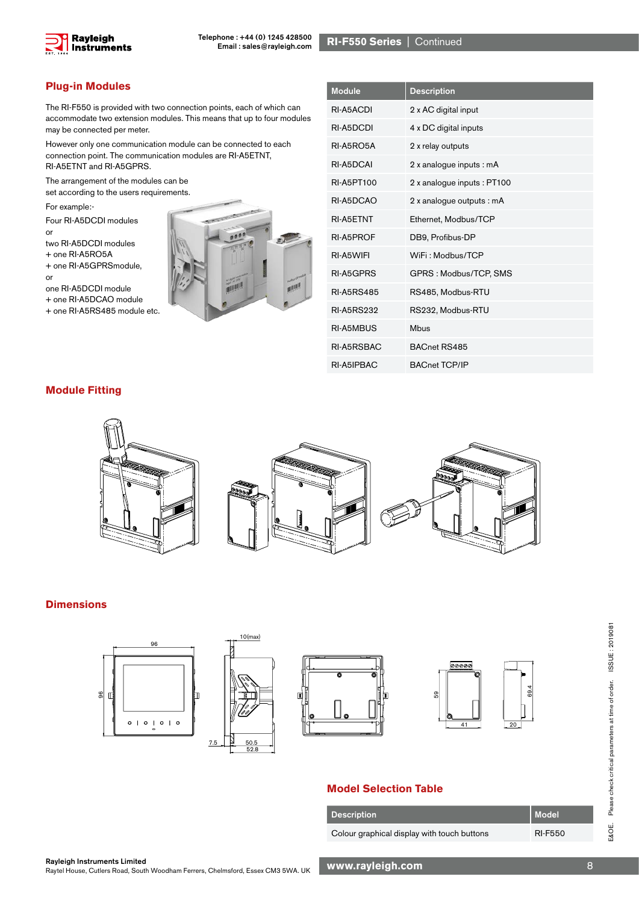## Plug-in Modules

The RI-F550 is provided with two connection points, each of which can accommodate two extension modules. This means that up to four modules may be connected per meter.

However only one communication module can be connected to each connection point. The communication modules are RI-A5ETNT, RI-A5ETNT and RI-A5GPRS.

The arrangement of the modules can be set according to the users requirements.

For example:-

Four RI-A5DCDI modules
or
two RI-A5DCDI modules
+ one RI-A5RO5A
+ one RI-A5GPRSmodule,
or
one RI-A5DCDI module
+ one RI-A5DCAO module
+ one RI-A5RS485 module etc.

| Module | Description |
|---|---|
| RI-A5ACDI | 2 x AC digital input |
| RI-A5DCDI | 4 x DC digital inputs |
| RI-A5RO5A | 2 x relay outputs |
| RI-A5DCAI | 2 x analogue inputs : mA |
| RI-A5PT100 | 2 x analogue inputs : PT100 |
| RI-A5DCAO | 2 x analogue outputs : mA |
| RI-A5ETNT | Ethernet, Modbus/TCP |
| RI-A5PROF | DB9, Profibus-DP |
| RI-A5WIFI | WiFi : Modbus/TCP |
| RI-A5GPRS | GPRS : Modbus/TCP, SMS |
| RI-A5RS485 | RS485, Modbus-RTU |
| RI-A5RS232 | RS232, Modbus-RTU |
| RI-A5MBUS | Mbus |
| RI-A5RSBAC | BACnet RS485 |
| RI-A5IPBAC | BACnet TCP/IP |

## Module Fitting

## Dimensions

96
96
10(max)
7.5
50.5
52.8
59
41
69.4
20

## Model Selection Table

| Description | Model |
|---|---|
| Colour graphical display with touch buttons | RI-F550 |

E&OE. Please check critical parameters at time of order. ISSUE : 2019081

Rayleigh Instruments Limited
Raytel House, Cutlers Road, South Woodham Ferrers, Chelmsford, Essex CM3 5WA. UK

www.rayleigh.com